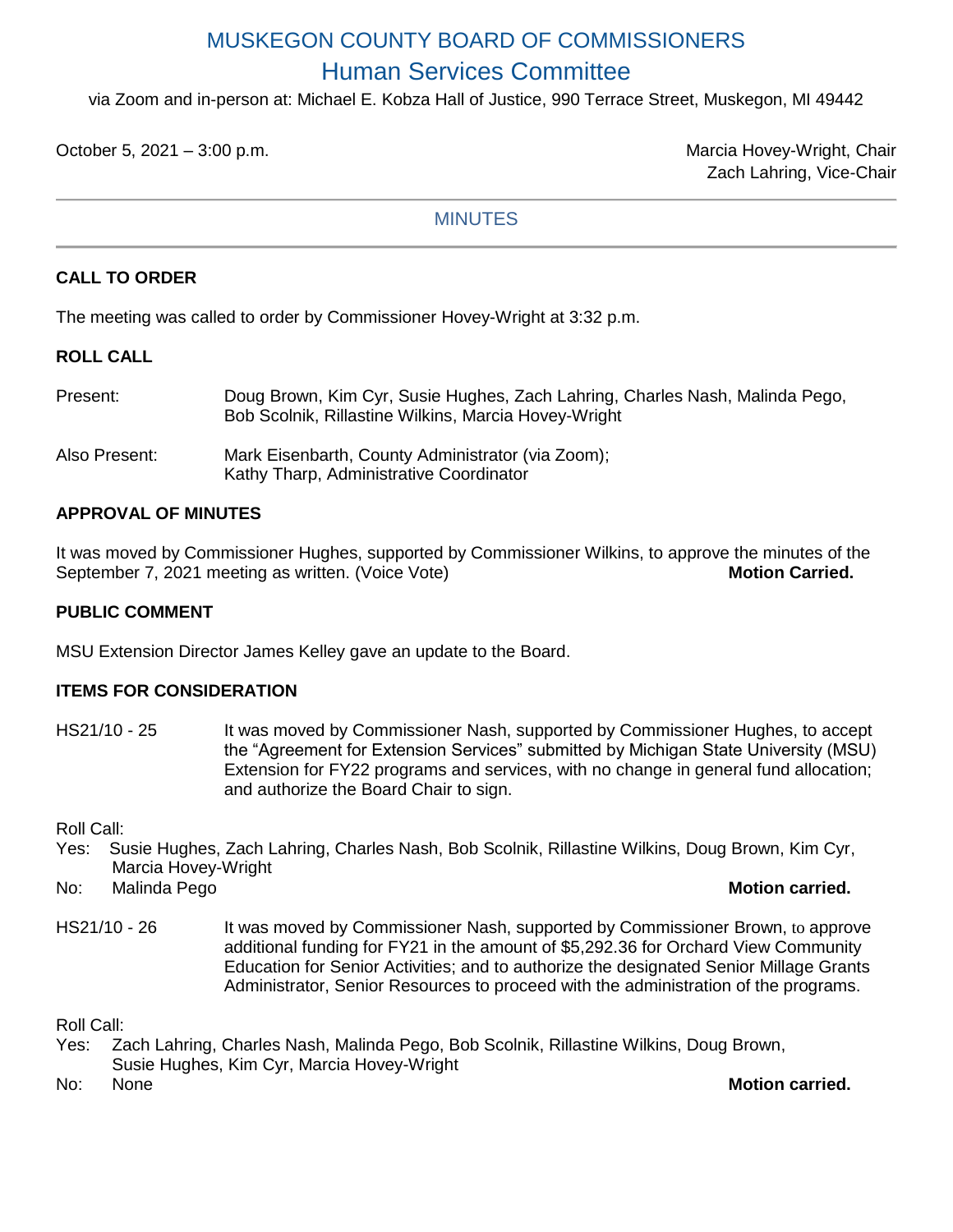# MUSKEGON COUNTY BOARD OF COMMISSIONERS

## Human Services Committee

via Zoom and in-person at: Michael E. Kobza Hall of Justice, 990 Terrace Street, Muskegon, MI 49442

October 5, 2021 – 3:00 p.m.

Marcia Hovey-Wright, Chair
Zach Lahring, Vice-Chair

---

MINUTES

---

**CALL TO ORDER**

The meeting was called to order by Commissioner Hovey-Wright at 3:32 p.m.

**ROLL CALL**

Present: Doug Brown, Kim Cyr, Susie Hughes, Zach Lahring, Charles Nash, Malinda Pego, Bob Scolnik, Rillastine Wilkins, Marcia Hovey-Wright

Also Present: Mark Eisenbarth, County Administrator (via Zoom); Kathy Tharp, Administrative Coordinator

**APPROVAL OF MINUTES**

It was moved by Commissioner Hughes, supported by Commissioner Wilkins, to approve the minutes of the September 7, 2021 meeting as written. (Voice Vote) **Motion Carried.**

**PUBLIC COMMENT**

MSU Extension Director James Kelley gave an update to the Board.

**ITEMS FOR CONSIDERATION**

HS21/10 - 25 It was moved by Commissioner Nash, supported by Commissioner Hughes, to accept the "Agreement for Extension Services" submitted by Michigan State University (MSU) Extension for FY22 programs and services, with no change in general fund allocation; and authorize the Board Chair to sign.

Roll Call:
Yes: Susie Hughes, Zach Lahring, Charles Nash, Bob Scolnik, Rillastine Wilkins, Doug Brown, Kim Cyr, Marcia Hovey-Wright
No: Malinda Pego **Motion carried.**

HS21/10 - 26 It was moved by Commissioner Nash, supported by Commissioner Brown, to approve additional funding for FY21 in the amount of $5,292.36 for Orchard View Community Education for Senior Activities; and to authorize the designated Senior Millage Grants Administrator, Senior Resources to proceed with the administration of the programs.

Roll Call:
Yes: Zach Lahring, Charles Nash, Malinda Pego, Bob Scolnik, Rillastine Wilkins, Doug Brown, Susie Hughes, Kim Cyr, Marcia Hovey-Wright
No: None **Motion carried.**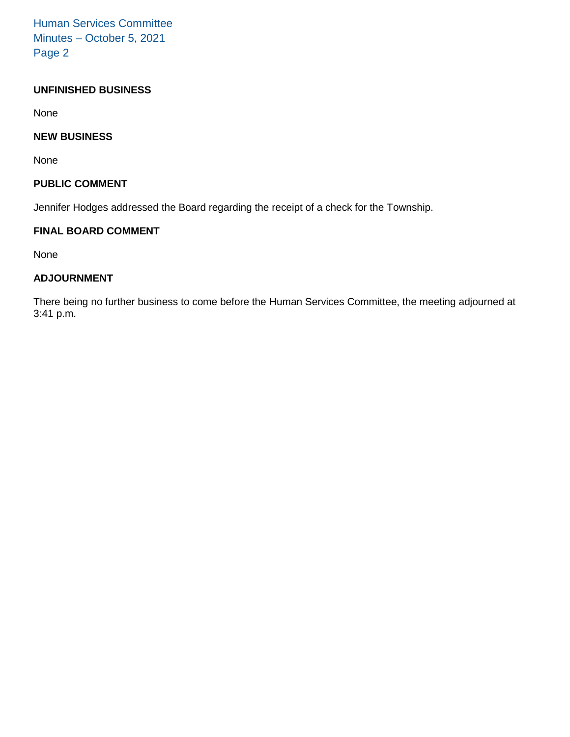**UNFINISHED BUSINESS**

None

**NEW BUSINESS**

None

**PUBLIC COMMENT**

Jennifer Hodges addressed the Board regarding the receipt of a check for the Township.

**FINAL BOARD COMMENT**

None

**ADJOURNMENT**

There being no further business to come before the Human Services Committee, the meeting adjourned at 3:41 p.m.